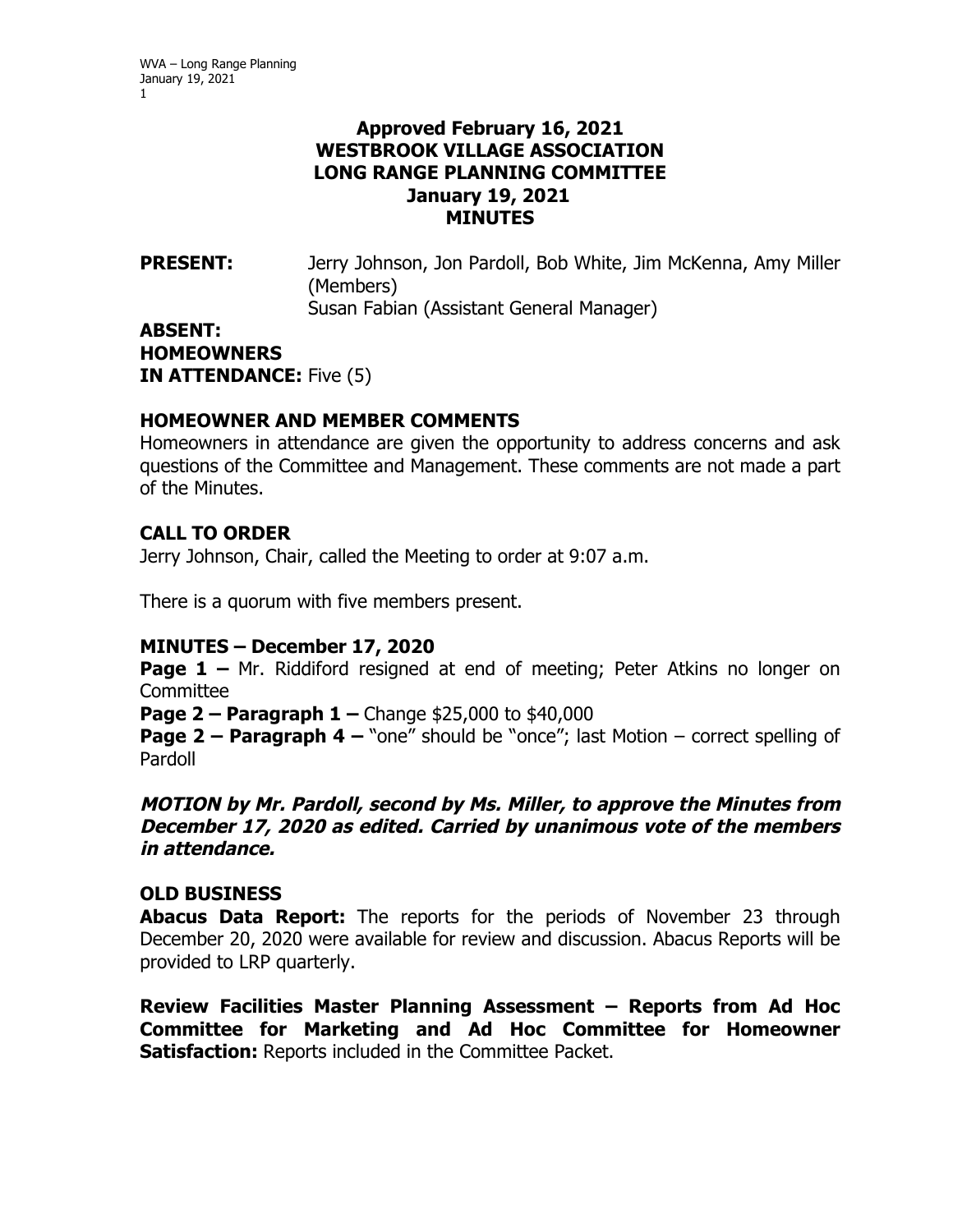**Approved February 16, 2021**
**WESTBROOK VILLAGE ASSOCIATION**
**LONG RANGE PLANNING COMMITTEE**
**January 19, 2021**
**MINUTES**

**PRESENT:** Jerry Johnson, Jon Pardoll, Bob White, Jim McKenna, Amy Miller (Members)
Susan Fabian (Assistant General Manager)

**ABSENT:**

**HOMEOWNERS IN ATTENDANCE:** Five (5)

## HOMEOWNER AND MEMBER COMMENTS

Homeowners in attendance are given the opportunity to address concerns and ask questions of the Committee and Management. These comments are not made a part of the Minutes.

## CALL TO ORDER

Jerry Johnson, Chair, called the Meeting to order at 9:07 a.m.

There is a quorum with five members present.

## MINUTES – December 17, 2020

**Page 1 –** Mr. Riddiford resigned at end of meeting; Peter Atkins no longer on Committee

**Page 2 – Paragraph 1 –** Change $25,000 to $40,000

**Page 2 – Paragraph 4 –** "one" should be "once"; last Motion – correct spelling of Pardoll

***MOTION by Mr. Pardoll, second by Ms. Miller, to approve the Minutes from December 17, 2020 as edited. Carried by unanimous vote of the members in attendance.***

## OLD BUSINESS

**Abacus Data Report:** The reports for the periods of November 23 through December 20, 2020 were available for review and discussion. Abacus Reports will be provided to LRP quarterly.

**Review Facilities Master Planning Assessment – Reports from Ad Hoc Committee for Marketing and Ad Hoc Committee for Homeowner Satisfaction:** Reports included in the Committee Packet.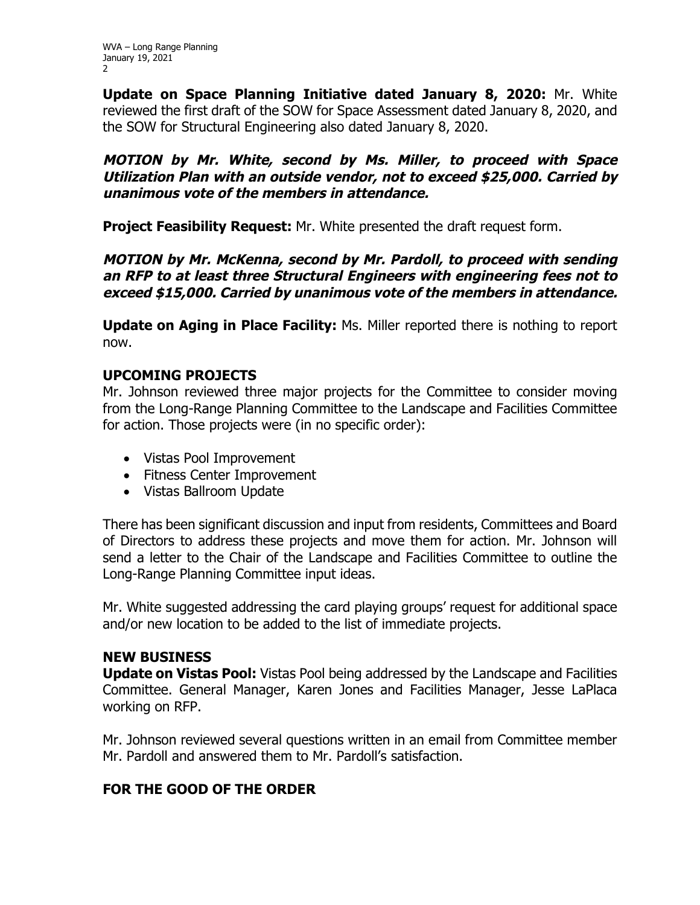**Update on Space Planning Initiative dated January 8, 2020:** Mr. White reviewed the first draft of the SOW for Space Assessment dated January 8, 2020, and the SOW for Structural Engineering also dated January 8, 2020.

***MOTION by Mr. White, second by Ms. Miller, to proceed with Space Utilization Plan with an outside vendor, not to exceed $25,000. Carried by unanimous vote of the members in attendance.***

**Project Feasibility Request:** Mr. White presented the draft request form.

***MOTION by Mr. McKenna, second by Mr. Pardoll, to proceed with sending an RFP to at least three Structural Engineers with engineering fees not to exceed $15,000. Carried by unanimous vote of the members in attendance.***

**Update on Aging in Place Facility:** Ms. Miller reported there is nothing to report now.

## UPCOMING PROJECTS

Mr. Johnson reviewed three major projects for the Committee to consider moving from the Long-Range Planning Committee to the Landscape and Facilities Committee for action. Those projects were (in no specific order):

- Vistas Pool Improvement
- Fitness Center Improvement
- Vistas Ballroom Update

There has been significant discussion and input from residents, Committees and Board of Directors to address these projects and move them for action. Mr. Johnson will send a letter to the Chair of the Landscape and Facilities Committee to outline the Long-Range Planning Committee input ideas.

Mr. White suggested addressing the card playing groups' request for additional space and/or new location to be added to the list of immediate projects.

## NEW BUSINESS

**Update on Vistas Pool:** Vistas Pool being addressed by the Landscape and Facilities Committee. General Manager, Karen Jones and Facilities Manager, Jesse LaPlaca working on RFP.

Mr. Johnson reviewed several questions written in an email from Committee member Mr. Pardoll and answered them to Mr. Pardoll's satisfaction.

## FOR THE GOOD OF THE ORDER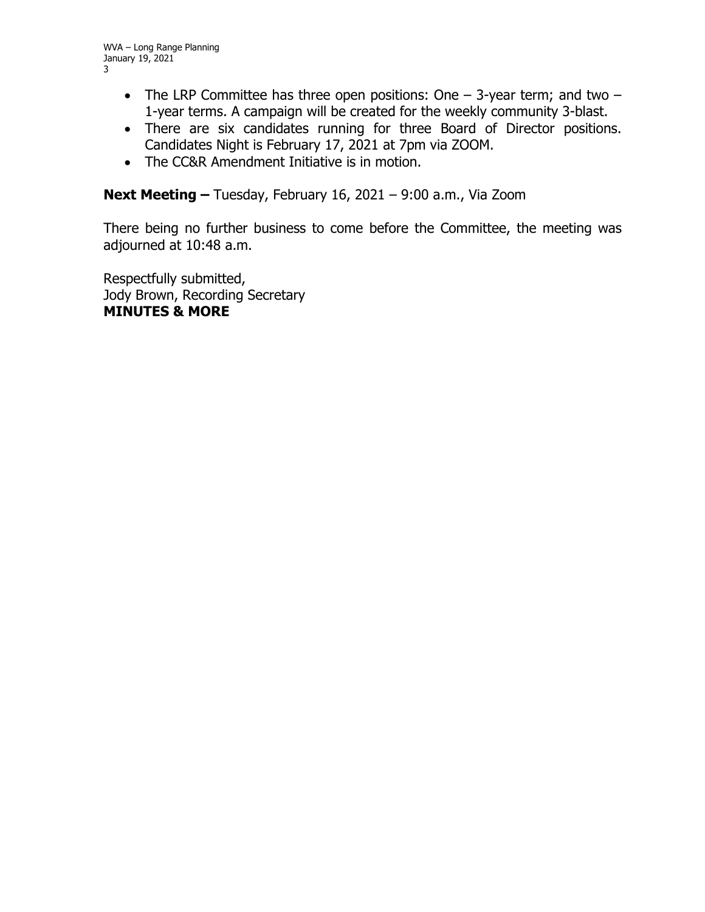- The LRP Committee has three open positions: One – 3-year term; and two – 1-year terms. A campaign will be created for the weekly community 3-blast.
- There are six candidates running for three Board of Director positions. Candidates Night is February 17, 2021 at 7pm via ZOOM.
- The CC&R Amendment Initiative is in motion.

**Next Meeting –** Tuesday, February 16, 2021 – 9:00 a.m., Via Zoom

There being no further business to come before the Committee, the meeting was adjourned at 10:48 a.m.

Respectfully submitted,
Jody Brown, Recording Secretary
**MINUTES & MORE**